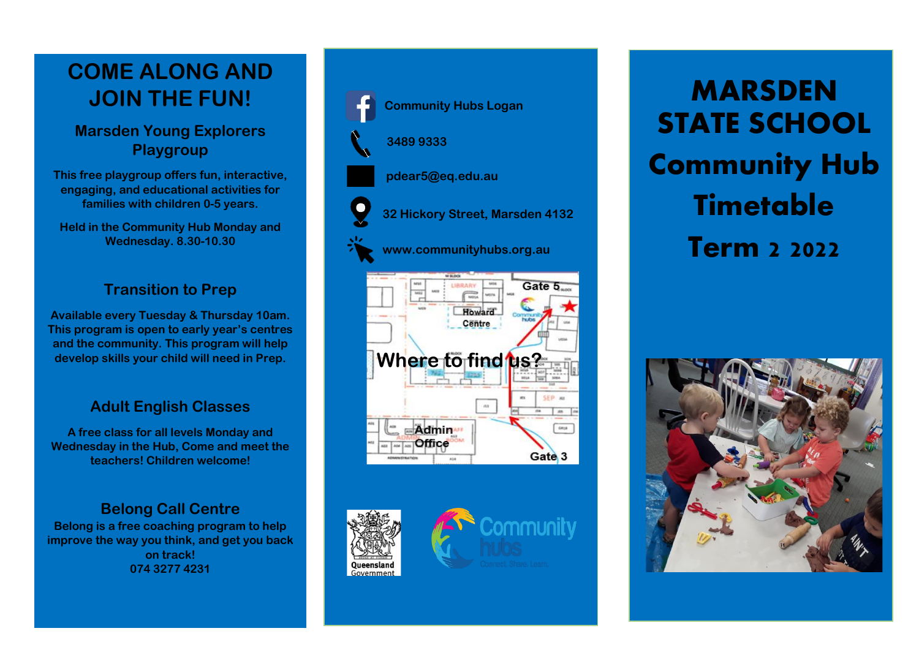# COME ALONG AND JOIN THE FUN!

## Marsden Young Explorers Playgroup

This free playgroup offers fun, interactive, engaging, and educational activities for families with children 0-5 years.

Held in the Community Hub Monday and Wednesday. 8.30-10.30

## Transition to Prep

Available every Tuesday & Thursday 10am. This program is open to early year's centres and the community. This program will help develop skills your child will need in Prep.

## Adult English Classes

A free class for all levels Monday and Wednesday in the Hub, Come and meet the teachers! Children welcome!

## Belong Call Centre

Belong is a free coaching program to help improve the way you think, and get you back on track!
074 3277 4231

---

Community Hubs Logan

3489 9333

pdear5@eq.edu.au

32 Hickory Street, Marsden 4132

www.communityhubs.org.au

**Where to find us?**

Gate 5 · Howard Centre · Admin Office · Gate 3

Queensland Government

Community hubs — Connect. Share. Learn.

---

# MARSDEN STATE SCHOOL Community Hub Timetable Term 2 2022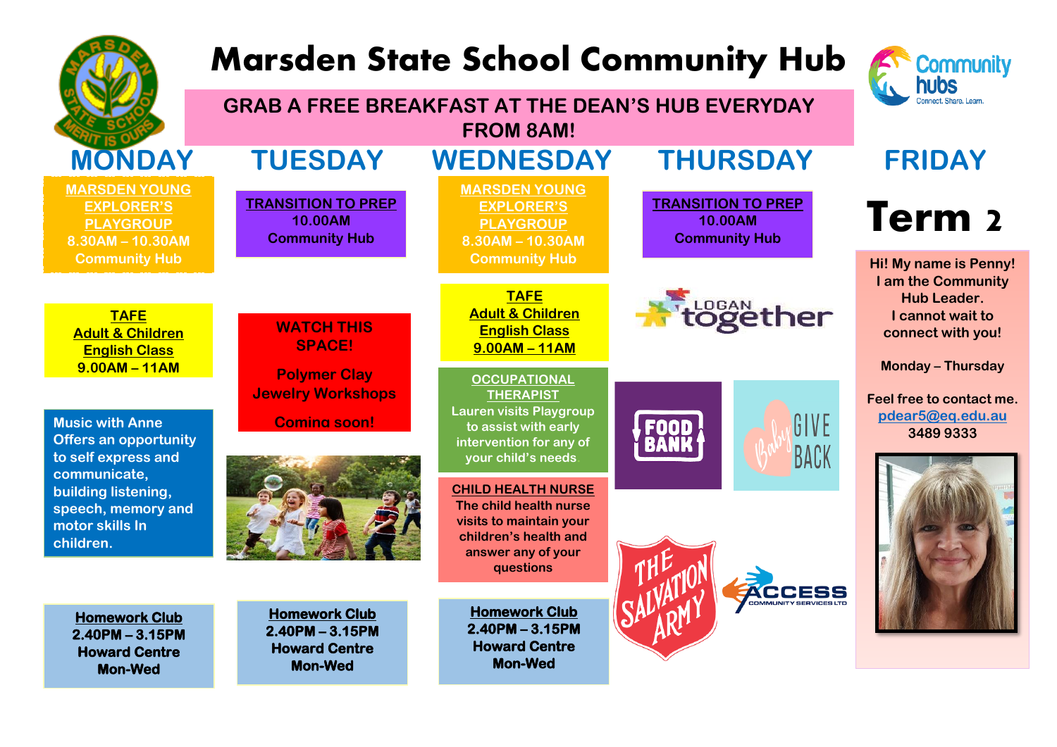# Marsden State School Community Hub

**GRAB A FREE BREAKFAST AT THE DEAN'S HUB EVERYDAY FROM 8AM!**

## MONDAY

**MARSDEN YOUNG EXPLORER'S PLAYGROUP**
8.30AM – 10.30AM
Community Hub

**TAFE Adult & Children English Class**
9.00AM – 11AM

Music with Anne
Offers an opportunity to self express and communicate, building listening, speech, memory and motor skills In children.

**Homework Club**
2.40PM – 3.15PM
Howard Centre
Mon-Wed

## TUESDAY

**TRANSITION TO PREP**
10.00AM
Community Hub

WATCH THIS SPACE!

Polymer Clay Jewelry Workshops

Coming soon!

**Homework Club**
2.40PM – 3.15PM
Howard Centre
Mon-Wed

## WEDNESDAY

**MARSDEN YOUNG EXPLORER'S PLAYGROUP**
8.30AM – 10.30AM
Community Hub

**TAFE Adult & Children English Class**
9.00AM – 11AM

**OCCUPATIONAL THERAPIST**
Lauren visits Playgroup to assist with early intervention for any of your child's needs.

**CHILD HEALTH NURSE**
The child health nurse visits to maintain your children's health and answer any of your questions

**Homework Club**
2.40PM – 3.15PM
Howard Centre
Mon-Wed

## THURSDAY

**TRANSITION TO PREP**
10.00AM
Community Hub

LOGAN together

FOOD BANK

Baby GIVE BACK

THE SALVATION ARMY

ACCESS COMMUNITY SERVICES LTD

## FRIDAY

# Term 2

Hi! My name is Penny!
I am the Community Hub Leader.
I cannot wait to connect with you!

Monday – Thursday

Feel free to contact me.
pdear5@eq.edu.au
3489 9333

Community hubs
Connect. Share. Learn.